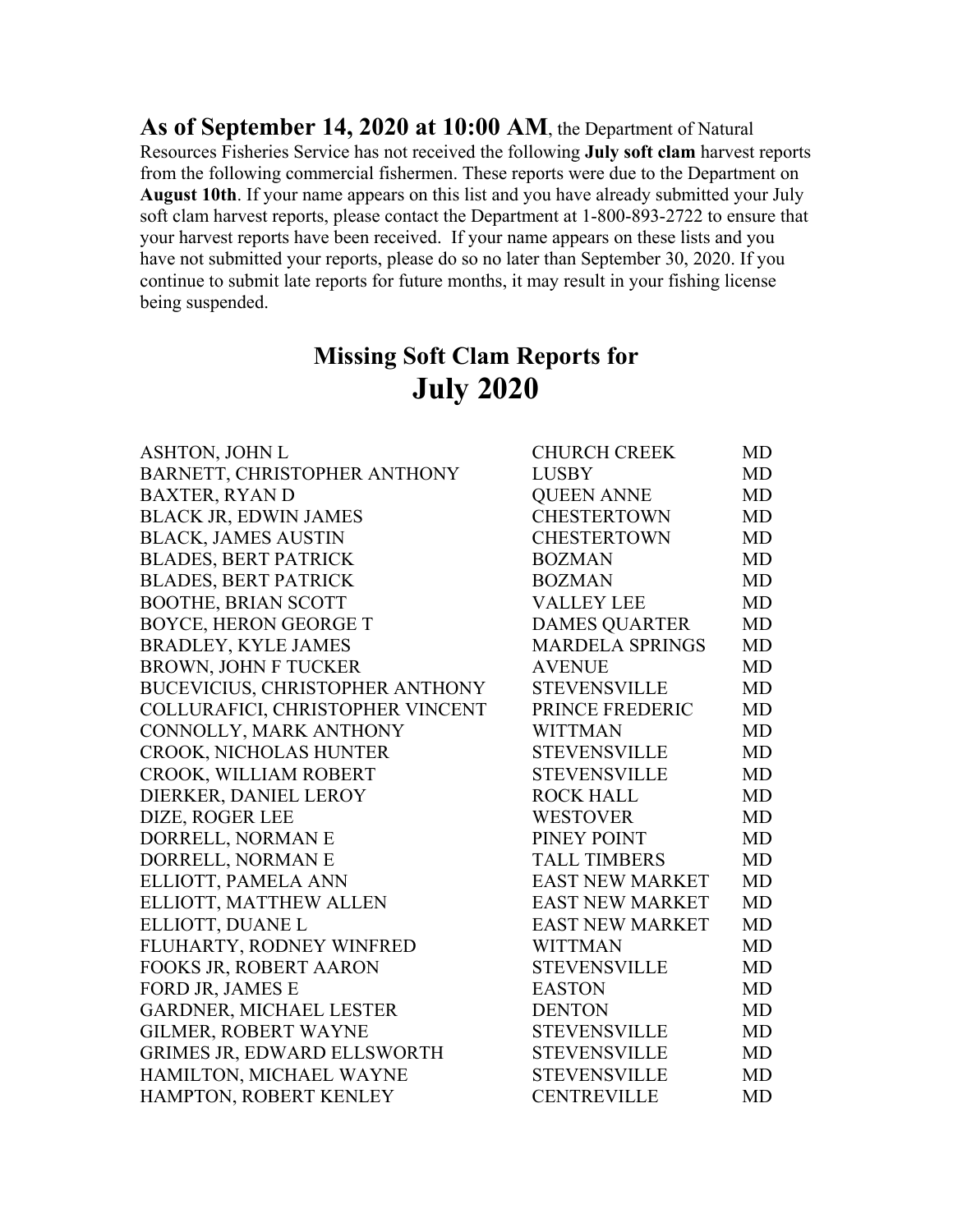**As of September 14, 2020 at 10:00 AM**, the Department of Natural Resources Fisheries Service has not received the following **July soft clam** harvest reports from the following commercial fishermen. These reports were due to the Department on **August 10th**. If your name appears on this list and you have already submitted your July soft clam harvest reports, please contact the Department at 1-800-893-2722 to ensure that your harvest reports have been received. If your name appears on these lists and you have not submitted your reports, please do so no later than September 30, 2020. If you continue to submit late reports for future months, it may result in your fishing license being suspended.

## Missing Soft Clam Reports for
# July 2020

| | | |
|---|---|---|
| ASHTON, JOHN L | CHURCH CREEK | MD |
| BARNETT, CHRISTOPHER ANTHONY | LUSBY | MD |
| BAXTER, RYAN D | QUEEN ANNE | MD |
| BLACK JR, EDWIN JAMES | CHESTERTOWN | MD |
| BLACK, JAMES AUSTIN | CHESTERTOWN | MD |
| BLADES, BERT PATRICK | BOZMAN | MD |
| BLADES, BERT PATRICK | BOZMAN | MD |
| BOOTHE, BRIAN SCOTT | VALLEY LEE | MD |
| BOYCE, HERON GEORGE T | DAMES QUARTER | MD |
| BRADLEY, KYLE JAMES | MARDELA SPRINGS | MD |
| BROWN, JOHN F TUCKER | AVENUE | MD |
| BUCEVICIUS, CHRISTOPHER ANTHONY | STEVENSVILLE | MD |
| COLLURAFICI, CHRISTOPHER VINCENT | PRINCE FREDERIC | MD |
| CONNOLLY, MARK ANTHONY | WITTMAN | MD |
| CROOK, NICHOLAS HUNTER | STEVENSVILLE | MD |
| CROOK, WILLIAM ROBERT | STEVENSVILLE | MD |
| DIERKER, DANIEL LEROY | ROCK HALL | MD |
| DIZE, ROGER LEE | WESTOVER | MD |
| DORRELL, NORMAN E | PINEY POINT | MD |
| DORRELL, NORMAN E | TALL TIMBERS | MD |
| ELLIOTT, PAMELA ANN | EAST NEW MARKET | MD |
| ELLIOTT, MATTHEW ALLEN | EAST NEW MARKET | MD |
| ELLIOTT, DUANE L | EAST NEW MARKET | MD |
| FLUHARTY, RODNEY WINFRED | WITTMAN | MD |
| FOOKS JR, ROBERT AARON | STEVENSVILLE | MD |
| FORD JR, JAMES E | EASTON | MD |
| GARDNER, MICHAEL LESTER | DENTON | MD |
| GILMER, ROBERT WAYNE | STEVENSVILLE | MD |
| GRIMES JR, EDWARD ELLSWORTH | STEVENSVILLE | MD |
| HAMILTON, MICHAEL WAYNE | STEVENSVILLE | MD |
| HAMPTON, ROBERT KENLEY | CENTREVILLE | MD |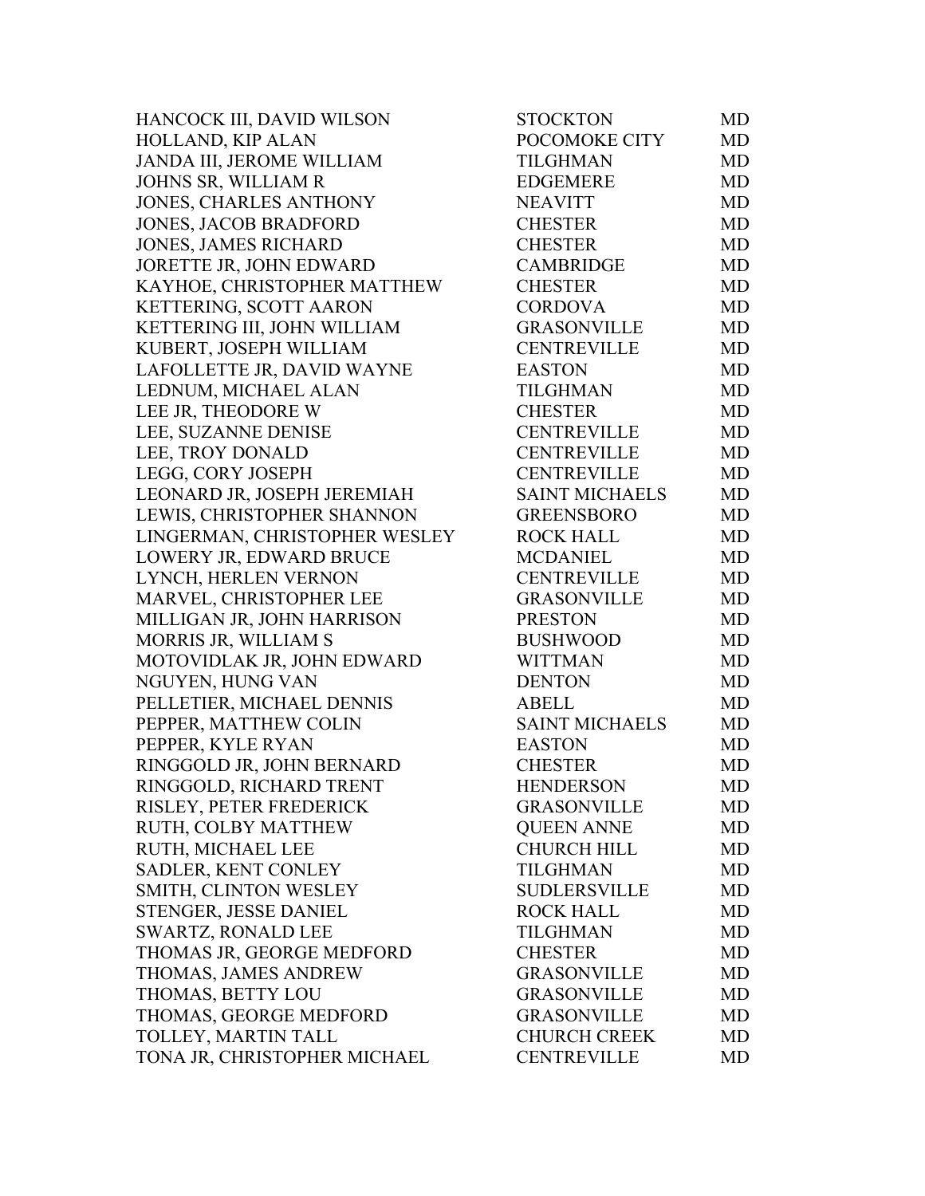| | | |
|---|---|---|
| HANCOCK III, DAVID WILSON | STOCKTON | MD |
| HOLLAND, KIP ALAN | POCOMOKE CITY | MD |
| JANDA III, JEROME WILLIAM | TILGHMAN | MD |
| JOHNS SR, WILLIAM R | EDGEMERE | MD |
| JONES, CHARLES ANTHONY | NEAVITT | MD |
| JONES, JACOB BRADFORD | CHESTER | MD |
| JONES, JAMES RICHARD | CHESTER | MD |
| JORETTE JR, JOHN EDWARD | CAMBRIDGE | MD |
| KAYHOE, CHRISTOPHER MATTHEW | CHESTER | MD |
| KETTERING, SCOTT AARON | CORDOVA | MD |
| KETTERING III, JOHN WILLIAM | GRASONVILLE | MD |
| KUBERT, JOSEPH WILLIAM | CENTREVILLE | MD |
| LAFOLLETTE JR, DAVID WAYNE | EASTON | MD |
| LEDNUM, MICHAEL ALAN | TILGHMAN | MD |
| LEE JR, THEODORE W | CHESTER | MD |
| LEE, SUZANNE DENISE | CENTREVILLE | MD |
| LEE, TROY DONALD | CENTREVILLE | MD |
| LEGG, CORY JOSEPH | CENTREVILLE | MD |
| LEONARD JR, JOSEPH JEREMIAH | SAINT MICHAELS | MD |
| LEWIS, CHRISTOPHER SHANNON | GREENSBORO | MD |
| LINGERMAN, CHRISTOPHER WESLEY | ROCK HALL | MD |
| LOWERY JR, EDWARD BRUCE | MCDANIEL | MD |
| LYNCH, HERLEN VERNON | CENTREVILLE | MD |
| MARVEL, CHRISTOPHER LEE | GRASONVILLE | MD |
| MILLIGAN JR, JOHN HARRISON | PRESTON | MD |
| MORRIS JR, WILLIAM S | BUSHWOOD | MD |
| MOTOVIDLAK JR, JOHN EDWARD | WITTMAN | MD |
| NGUYEN, HUNG VAN | DENTON | MD |
| PELLETIER, MICHAEL DENNIS | ABELL | MD |
| PEPPER, MATTHEW COLIN | SAINT MICHAELS | MD |
| PEPPER, KYLE RYAN | EASTON | MD |
| RINGGOLD JR, JOHN BERNARD | CHESTER | MD |
| RINGGOLD, RICHARD TRENT | HENDERSON | MD |
| RISLEY, PETER FREDERICK | GRASONVILLE | MD |
| RUTH, COLBY MATTHEW | QUEEN ANNE | MD |
| RUTH, MICHAEL LEE | CHURCH HILL | MD |
| SADLER, KENT CONLEY | TILGHMAN | MD |
| SMITH, CLINTON WESLEY | SUDLERSVILLE | MD |
| STENGER, JESSE DANIEL | ROCK HALL | MD |
| SWARTZ, RONALD LEE | TILGHMAN | MD |
| THOMAS JR, GEORGE MEDFORD | CHESTER | MD |
| THOMAS, JAMES ANDREW | GRASONVILLE | MD |
| THOMAS, BETTY LOU | GRASONVILLE | MD |
| THOMAS, GEORGE MEDFORD | GRASONVILLE | MD |
| TOLLEY, MARTIN TALL | CHURCH CREEK | MD |
| TONA JR, CHRISTOPHER MICHAEL | CENTREVILLE | MD |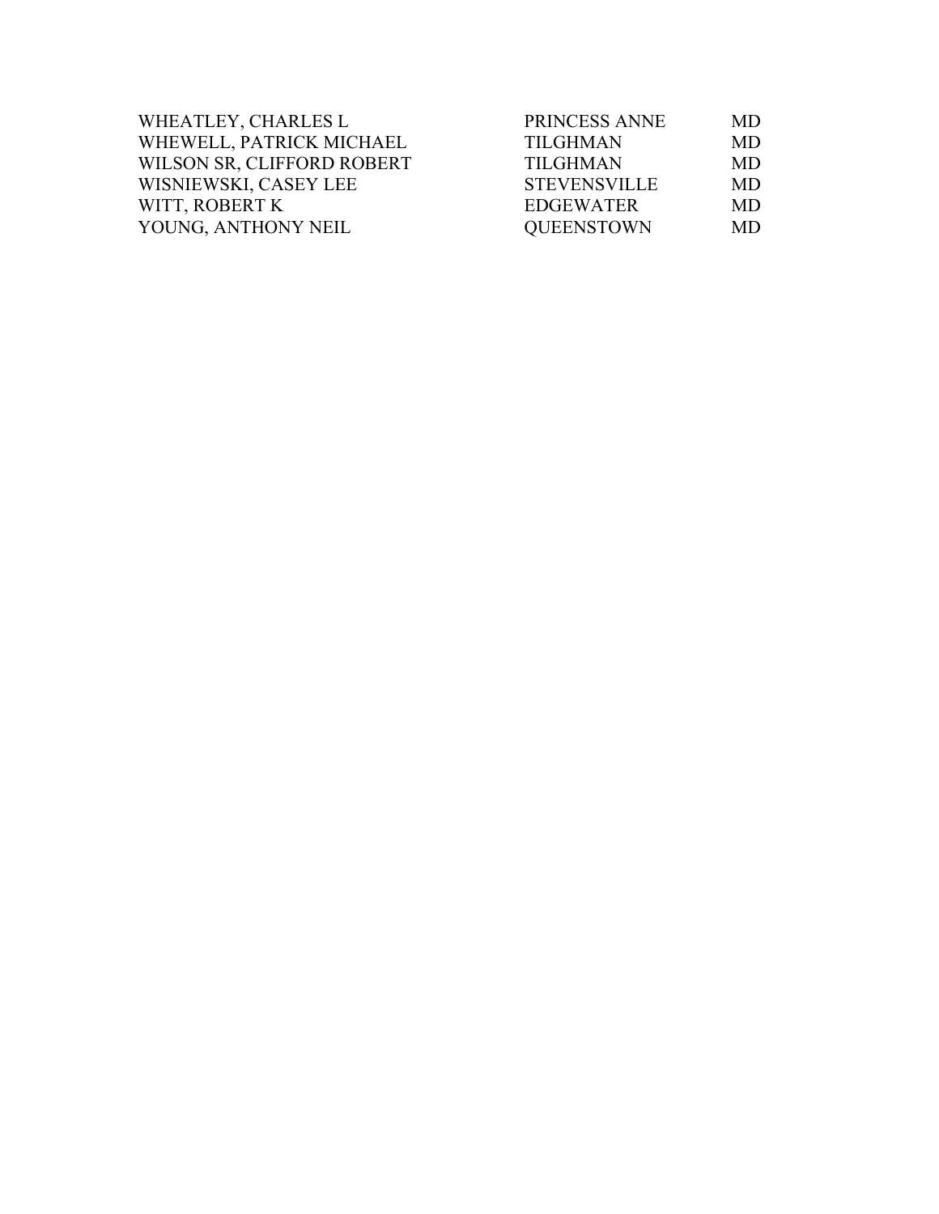| | | |
|---|---|---|
| WHEATLEY, CHARLES L | PRINCESS ANNE | MD |
| WHEWELL, PATRICK MICHAEL | TILGHMAN | MD |
| WILSON SR, CLIFFORD ROBERT | TILGHMAN | MD |
| WISNIEWSKI, CASEY LEE | STEVENSVILLE | MD |
| WITT, ROBERT K | EDGEWATER | MD |
| YOUNG, ANTHONY NEIL | QUEENSTOWN | MD |